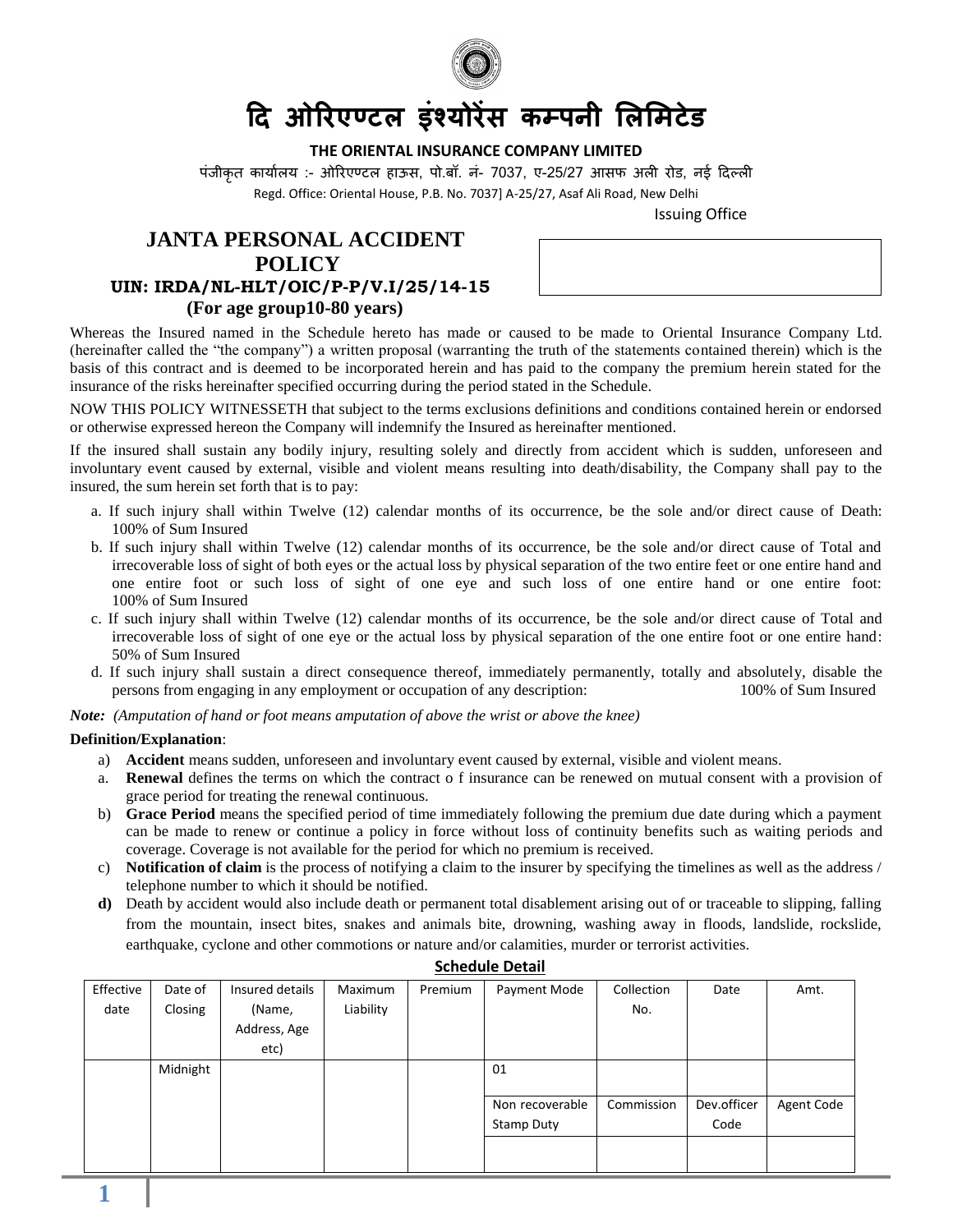# दि ओरिएण्टल इंश्योरेंस कम्पनी लिमिटेड

**THE ORIENTAL INSURANCE COMPANY LIMITED**

पंजीकृत कार्यालय :- ओरिएण्टल हाउस, पो.बॉ. नं- 7037, ए-25/27 आसफ अली रोड, नई दिल्ली

Regd. Office: Oriental House, P.B. No. 7037] A-25/27, Asaf Ali Road, New Delhi

Issuing Office

## JANTA PERSONAL ACCIDENT POLICY

**UIN: IRDA/NL-HLT/OIC/P-P/V.I/25/14-15**

**(For age group10-80 years)**

Whereas the Insured named in the Schedule hereto has made or caused to be made to Oriental Insurance Company Ltd. (hereinafter called the "the company") a written proposal (warranting the truth of the statements contained therein) which is the basis of this contract and is deemed to be incorporated herein and has paid to the company the premium herein stated for the insurance of the risks hereinafter specified occurring during the period stated in the Schedule.

NOW THIS POLICY WITNESSETH that subject to the terms exclusions definitions and conditions contained herein or endorsed or otherwise expressed hereon the Company will indemnify the Insured as hereinafter mentioned.

If the insured shall sustain any bodily injury, resulting solely and directly from accident which is sudden, unforeseen and involuntary event caused by external, visible and violent means resulting into death/disability, the Company shall pay to the insured, the sum herein set forth that is to pay:

a. If such injury shall within Twelve (12) calendar months of its occurrence, be the sole and/or direct cause of Death: 100% of Sum Insured

b. If such injury shall within Twelve (12) calendar months of its occurrence, be the sole and/or direct cause of Total and irrecoverable loss of sight of both eyes or the actual loss by physical separation of the two entire feet or one entire hand and one entire foot or such loss of sight of one eye and such loss of one entire hand or one entire foot: 100% of Sum Insured

c. If such injury shall within Twelve (12) calendar months of its occurrence, be the sole and/or direct cause of Total and irrecoverable loss of sight of one eye or the actual loss by physical separation of the one entire foot or one entire hand: 50% of Sum Insured

d. If such injury shall sustain a direct consequence thereof, immediately permanently, totally and absolutely, disable the persons from engaging in any employment or occupation of any description: 100% of Sum Insured

***Note:*** *(Amputation of hand or foot means amputation of above the wrist or above the knee)*

**Definition/Explanation**:

a) **Accident** means sudden, unforeseen and involuntary event caused by external, visible and violent means.

a. **Renewal** defines the terms on which the contract o f insurance can be renewed on mutual consent with a provision of grace period for treating the renewal continuous.

b) **Grace Period** means the specified period of time immediately following the premium due date during which a payment can be made to renew or continue a policy in force without loss of continuity benefits such as waiting periods and coverage. Coverage is not available for the period for which no premium is received.

c) **Notification of claim** is the process of notifying a claim to the insurer by specifying the timelines as well as the address / telephone number to which it should be notified.

**d)** Death by accident would also include death or permanent total disablement arising out of or traceable to slipping, falling from the mountain, insect bites, snakes and animals bite, drowning, washing away in floods, landslide, rockslide, earthquake, cyclone and other commotions or nature and/or calamities, murder or terrorist activities.

**Schedule Detail**

| Effective date | Date of Closing | Insured details (Name, Address, Age etc) | Maximum Liability | Premium | Payment Mode | Collection No. | Date | Amt. |
|---|---|---|---|---|---|---|---|---|
| | Midnight | | | | 01 | | | |
| | | | | | Non recoverable Stamp Duty | Commission | Dev.officer Code | Agent Code |
| | | | | | | | | |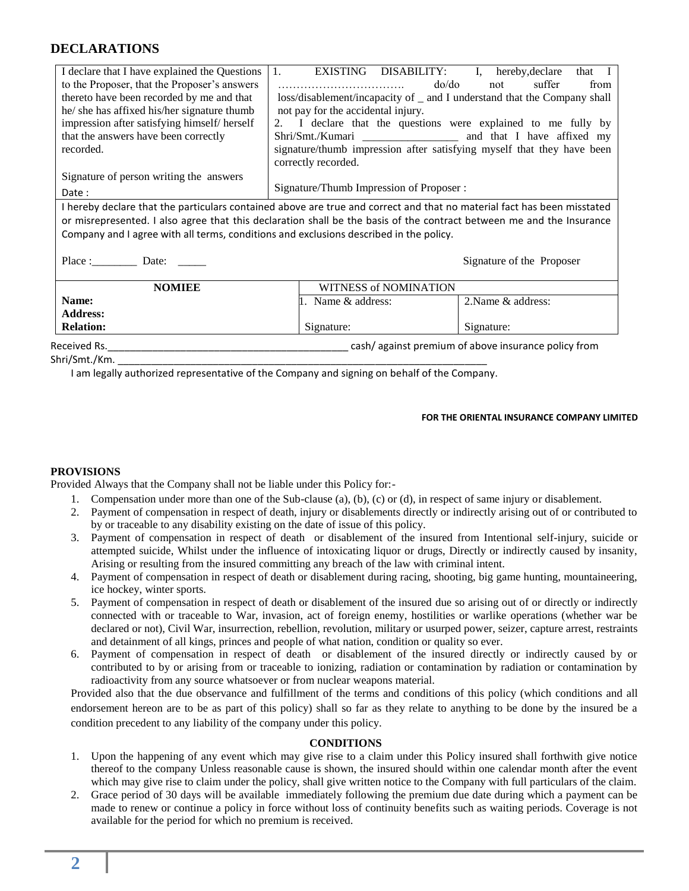## DECLARATIONS

| I declare that I have explained the Questions to the Proposer, that the Proposer's answers thereto have been recorded by me and that he/ she has affixed his/her signature thumb impression after satisfying himself/ herself that the answers have been correctly recorded.<br><br>Signature of person writing the answers<br>Date : | 1. EXISTING DISABILITY: I, hereby,declare that I ……………………………. do/do not suffer from loss/disablement/incapacity of _ and I understand that the Company shall not pay for the accidental injury.<br>2. I declare that the questions were explained to me fully by Shri/Smt./Kumari _________________ and that I have affixed my signature/thumb impression after satisfying myself that they have been correctly recorded.<br><br>Signature/Thumb Impression of Proposer : |
|---|---|

I hereby declare that the particulars contained above are true and correct and that no material fact has been misstated or misrepresented. I also agree that this declaration shall be the basis of the contract between me and the Insurance Company and I agree with all terms, conditions and exclusions described in the policy.

Place :________ Date: _____

Signature of the Proposer

| NOMIEE | WITNESS of NOMINATION | |
|---|---|---|
| **Name:** | 1. Name & address: | 2.Name & address: |
| **Address:** | | |
| **Relation:** | Signature: | Signature: |

Received Rs.____________________________________________ cash/ against premium of above insurance policy from Shri/Smt./Km. ______________________________________________________________________

I am legally authorized representative of the Company and signing on behalf of the Company.

**FOR THE ORIENTAL INSURANCE COMPANY LIMITED**

**PROVISIONS**

Provided Always that the Company shall not be liable under this Policy for:-

1. Compensation under more than one of the Sub-clause (a), (b), (c) or (d), in respect of same injury or disablement.
2. Payment of compensation in respect of death, injury or disablements directly or indirectly arising out of or contributed to by or traceable to any disability existing on the date of issue of this policy.
3. Payment of compensation in respect of death or disablement of the insured from Intentional self-injury, suicide or attempted suicide, Whilst under the influence of intoxicating liquor or drugs, Directly or indirectly caused by insanity, Arising or resulting from the insured committing any breach of the law with criminal intent.
4. Payment of compensation in respect of death or disablement during racing, shooting, big game hunting, mountaineering, ice hockey, winter sports.
5. Payment of compensation in respect of death or disablement of the insured due so arising out of or directly or indirectly connected with or traceable to War, invasion, act of foreign enemy, hostilities or warlike operations (whether war be declared or not), Civil War, insurrection, rebellion, revolution, military or usurped power, seizer, capture arrest, restraints and detainment of all kings, princes and people of what nation, condition or quality so ever.
6. Payment of compensation in respect of death or disablement of the insured directly or indirectly caused by or contributed to by or arising from or traceable to ionizing, radiation or contamination by radiation or contamination by radioactivity from any source whatsoever or from nuclear weapons material.

Provided also that the due observance and fulfillment of the terms and conditions of this policy (which conditions and all endorsement hereon are to be as part of this policy) shall so far as they relate to anything to be done by the insured be a condition precedent to any liability of the company under this policy.

**CONDITIONS**

1. Upon the happening of any event which may give rise to a claim under this Policy insured shall forthwith give notice thereof to the company Unless reasonable cause is shown, the insured should within one calendar month after the event which may give rise to claim under the policy, shall give written notice to the Company with full particulars of the claim.
2. Grace period of 30 days will be available immediately following the premium due date during which a payment can be made to renew or continue a policy in force without loss of continuity benefits such as waiting periods. Coverage is not available for the period for which no premium is received.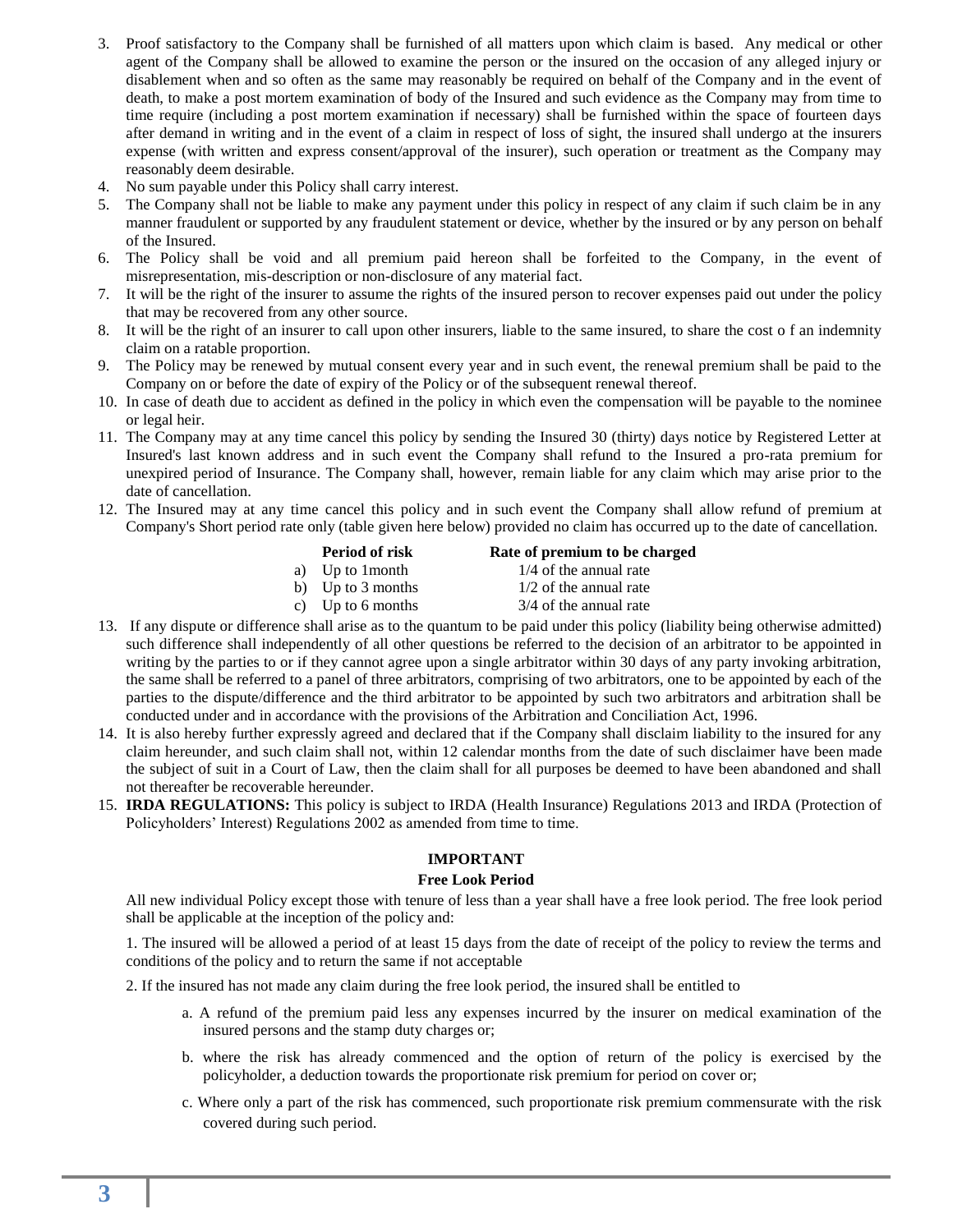3. Proof satisfactory to the Company shall be furnished of all matters upon which claim is based. Any medical or other agent of the Company shall be allowed to examine the person or the insured on the occasion of any alleged injury or disablement when and so often as the same may reasonably be required on behalf of the Company and in the event of death, to make a post mortem examination of body of the Insured and such evidence as the Company may from time to time require (including a post mortem examination if necessary) shall be furnished within the space of fourteen days after demand in writing and in the event of a claim in respect of loss of sight, the insured shall undergo at the insurers expense (with written and express consent/approval of the insurer), such operation or treatment as the Company may reasonably deem desirable.
4. No sum payable under this Policy shall carry interest.
5. The Company shall not be liable to make any payment under this policy in respect of any claim if such claim be in any manner fraudulent or supported by any fraudulent statement or device, whether by the insured or by any person on behalf of the Insured.
6. The Policy shall be void and all premium paid hereon shall be forfeited to the Company, in the event of misrepresentation, mis-description or non-disclosure of any material fact.
7. It will be the right of the insurer to assume the rights of the insured person to recover expenses paid out under the policy that may be recovered from any other source.
8. It will be the right of an insurer to call upon other insurers, liable to the same insured, to share the cost o f an indemnity claim on a ratable proportion.
9. The Policy may be renewed by mutual consent every year and in such event, the renewal premium shall be paid to the Company on or before the date of expiry of the Policy or of the subsequent renewal thereof.
10. In case of death due to accident as defined in the policy in which even the compensation will be payable to the nominee or legal heir.
11. The Company may at any time cancel this policy by sending the Insured 30 (thirty) days notice by Registered Letter at Insured's last known address and in such event the Company shall refund to the Insured a pro-rata premium for unexpired period of Insurance. The Company shall, however, remain liable for any claim which may arise prior to the date of cancellation.
12. The Insured may at any time cancel this policy and in such event the Company shall allow refund of premium at Company's Short period rate only (table given here below) provided no claim has occurred up to the date of cancellation.

| Period of risk | Rate of premium to be charged |
|---|---|
| a) Up to 1month | 1/4 of the annual rate |
| b) Up to 3 months | 1/2 of the annual rate |
| c) Up to 6 months | 3/4 of the annual rate |

13. If any dispute or difference shall arise as to the quantum to be paid under this policy (liability being otherwise admitted) such difference shall independently of all other questions be referred to the decision of an arbitrator to be appointed in writing by the parties to or if they cannot agree upon a single arbitrator within 30 days of any party invoking arbitration, the same shall be referred to a panel of three arbitrators, comprising of two arbitrators, one to be appointed by each of the parties to the dispute/difference and the third arbitrator to be appointed by such two arbitrators and arbitration shall be conducted under and in accordance with the provisions of the Arbitration and Conciliation Act, 1996.
14. It is also hereby further expressly agreed and declared that if the Company shall disclaim liability to the insured for any claim hereunder, and such claim shall not, within 12 calendar months from the date of such disclaimer have been made the subject of suit in a Court of Law, then the claim shall for all purposes be deemed to have been abandoned and shall not thereafter be recoverable hereunder.
15. **IRDA REGULATIONS:** This policy is subject to IRDA (Health Insurance) Regulations 2013 and IRDA (Protection of Policyholders' Interest) Regulations 2002 as amended from time to time.

### IMPORTANT

#### Free Look Period

All new individual Policy except those with tenure of less than a year shall have a free look period. The free look period shall be applicable at the inception of the policy and:

1. The insured will be allowed a period of at least 15 days from the date of receipt of the policy to review the terms and conditions of the policy and to return the same if not acceptable

2. If the insured has not made any claim during the free look period, the insured shall be entitled to

   a. A refund of the premium paid less any expenses incurred by the insurer on medical examination of the insured persons and the stamp duty charges or;

   b. where the risk has already commenced and the option of return of the policy is exercised by the policyholder, a deduction towards the proportionate risk premium for period on cover or;

   c. Where only a part of the risk has commenced, such proportionate risk premium commensurate with the risk covered during such period.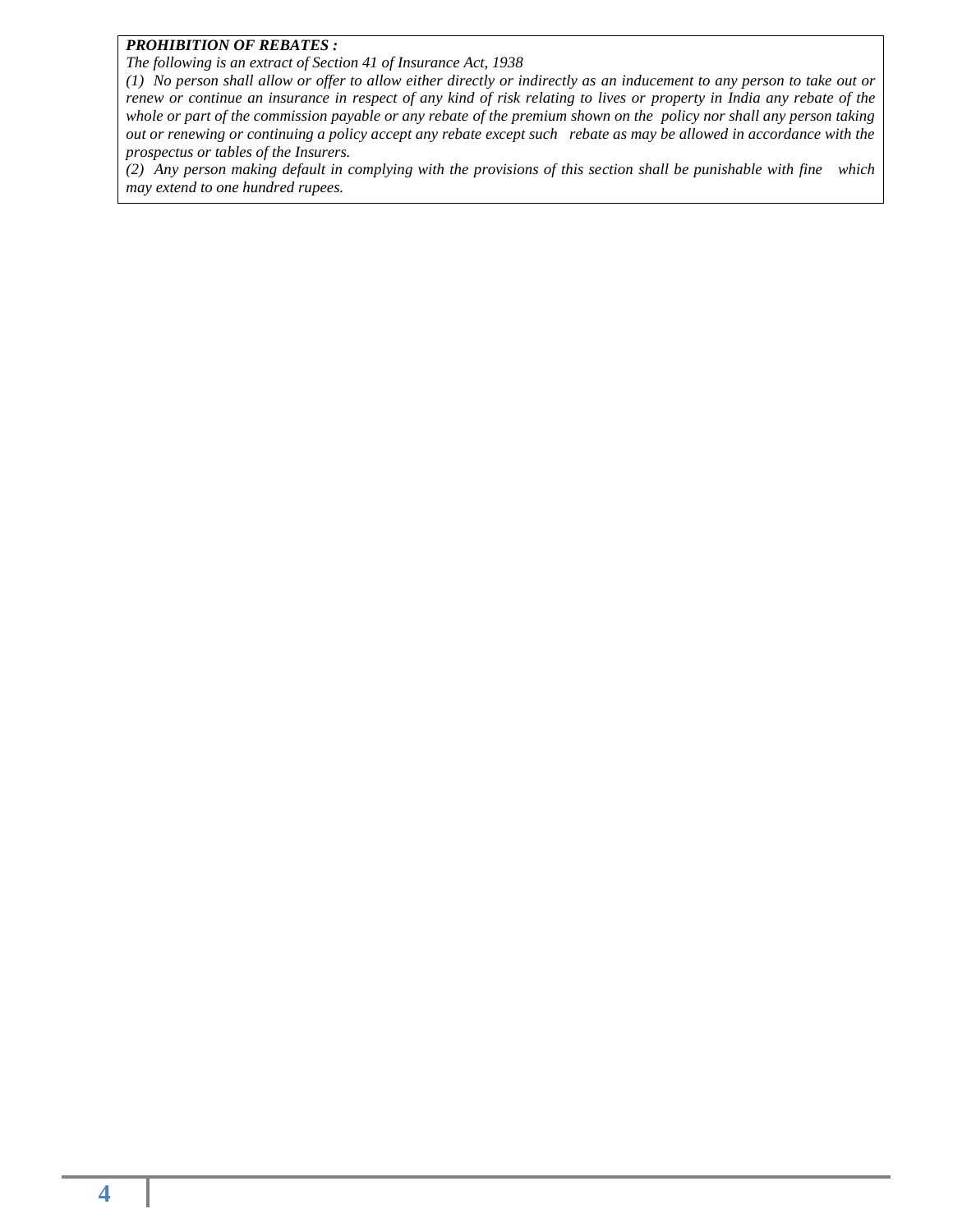***PROHIBITION OF REBATES :***

*The following is an extract of Section 41 of Insurance Act, 1938*

*(1) No person shall allow or offer to allow either directly or indirectly as an inducement to any person to take out or renew or continue an insurance in respect of any kind of risk relating to lives or property in India any rebate of the whole or part of the commission payable or any rebate of the premium shown on the policy nor shall any person taking out or renewing or continuing a policy accept any rebate except such rebate as may be allowed in accordance with the prospectus or tables of the Insurers.*

*(2) Any person making default in complying with the provisions of this section shall be punishable with fine which may extend to one hundred rupees.*